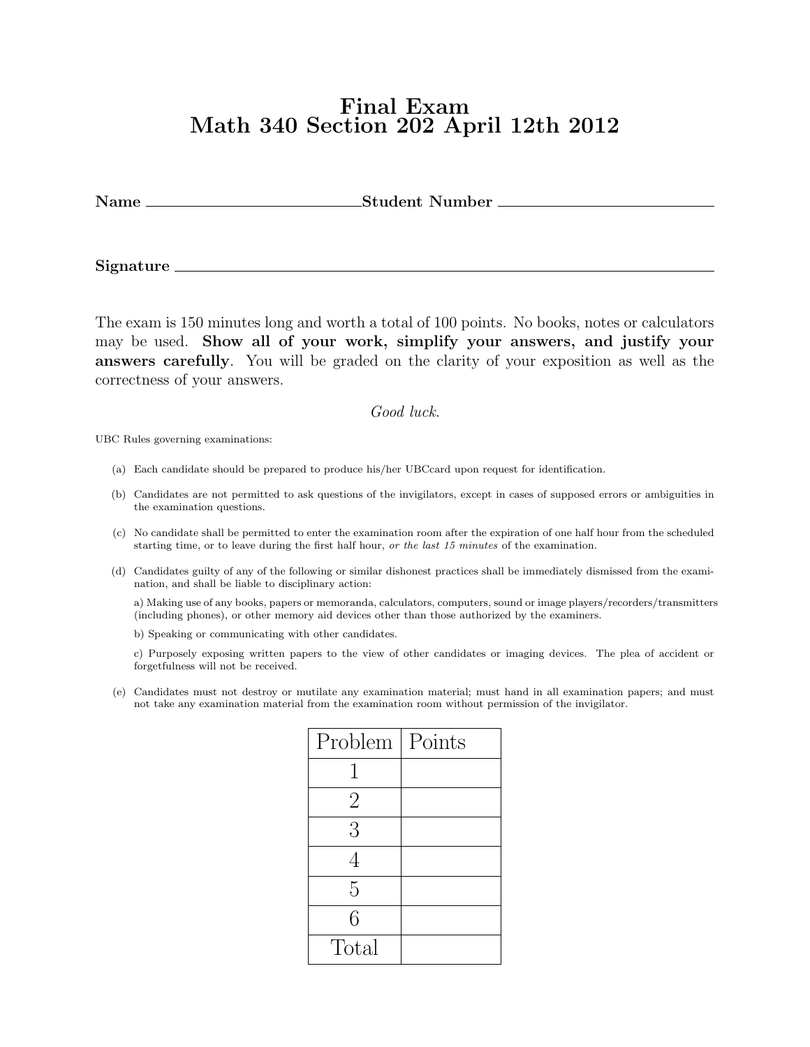# Final Exam
# Math 340 Section 202 April 12th 2012

**Name** \_\_\_\_\_\_\_\_\_\_\_\_\_\_\_\_\_\_\_\_\_\_\_\_\_\_\_\_ **Student Number** \_\_\_\_\_\_\_\_\_\_\_\_\_\_\_\_\_\_\_\_\_\_\_\_\_\_\_\_

**Signature** \_\_\_\_\_\_\_\_\_\_\_\_\_\_\_\_\_\_\_\_\_\_\_\_\_\_\_\_\_\_\_\_\_\_\_\_\_\_\_\_\_\_\_\_\_\_\_\_\_\_\_\_\_\_\_\_

The exam is 150 minutes long and worth a total of 100 points. No books, notes or calculators may be used. **Show all of your work, simplify your answers, and justify your answers carefully**. You will be graded on the clarity of your exposition as well as the correctness of your answers.

*Good luck.*

UBC Rules governing examinations:

(a) Each candidate should be prepared to produce his/her UBCcard upon request for identification.

(b) Candidates are not permitted to ask questions of the invigilators, except in cases of supposed errors or ambiguities in the examination questions.

(c) No candidate shall be permitted to enter the examination room after the expiration of one half hour from the scheduled starting time, or to leave during the first half hour, *or the last 15 minutes* of the examination.

(d) Candidates guilty of any of the following or similar dishonest practices shall be immediately dismissed from the examination, and shall be liable to disciplinary action:

a) Making use of any books, papers or memoranda, calculators, computers, sound or image players/recorders/transmitters (including phones), or other memory aid devices other than those authorized by the examiners.

b) Speaking or communicating with other candidates.

c) Purposely exposing written papers to the view of other candidates or imaging devices. The plea of accident or forgetfulness will not be received.

(e) Candidates must not destroy or mutilate any examination material; must hand in all examination papers; and must not take any examination material from the examination room without permission of the invigilator.

| Problem | Points |
|---|---|
| 1 | |
| 2 | |
| 3 | |
| 4 | |
| 5 | |
| 6 | |
| Total | |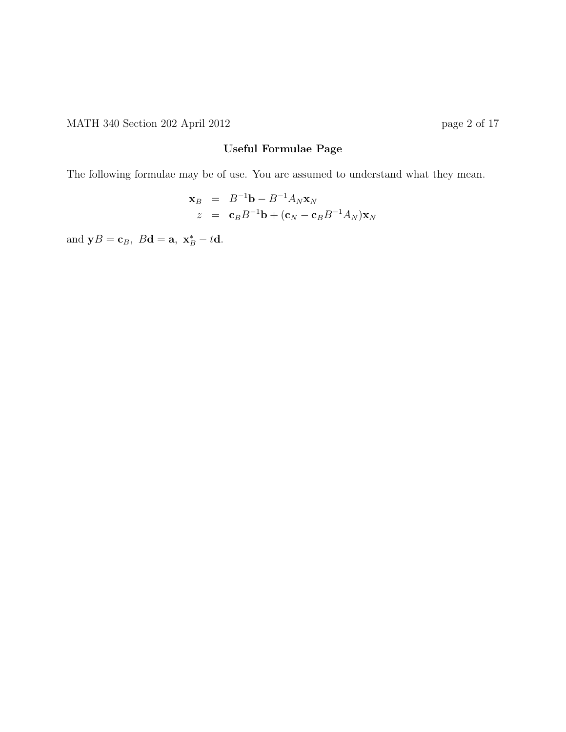## Useful Formulae Page

The following formulae may be of use. You are assumed to understand what they mean.

$$
\begin{aligned}
\mathbf{x}_B &= B^{-1}\mathbf{b} - B^{-1}A_N\mathbf{x}_N \\
z &= \mathbf{c}_B B^{-1}\mathbf{b} + (\mathbf{c}_N - \mathbf{c}_B B^{-1}A_N)\mathbf{x}_N
\end{aligned}
$$

and $\mathbf{y}B = \mathbf{c}_B,\ B\mathbf{d} = \mathbf{a},\ \mathbf{x}_B^* - t\mathbf{d}$.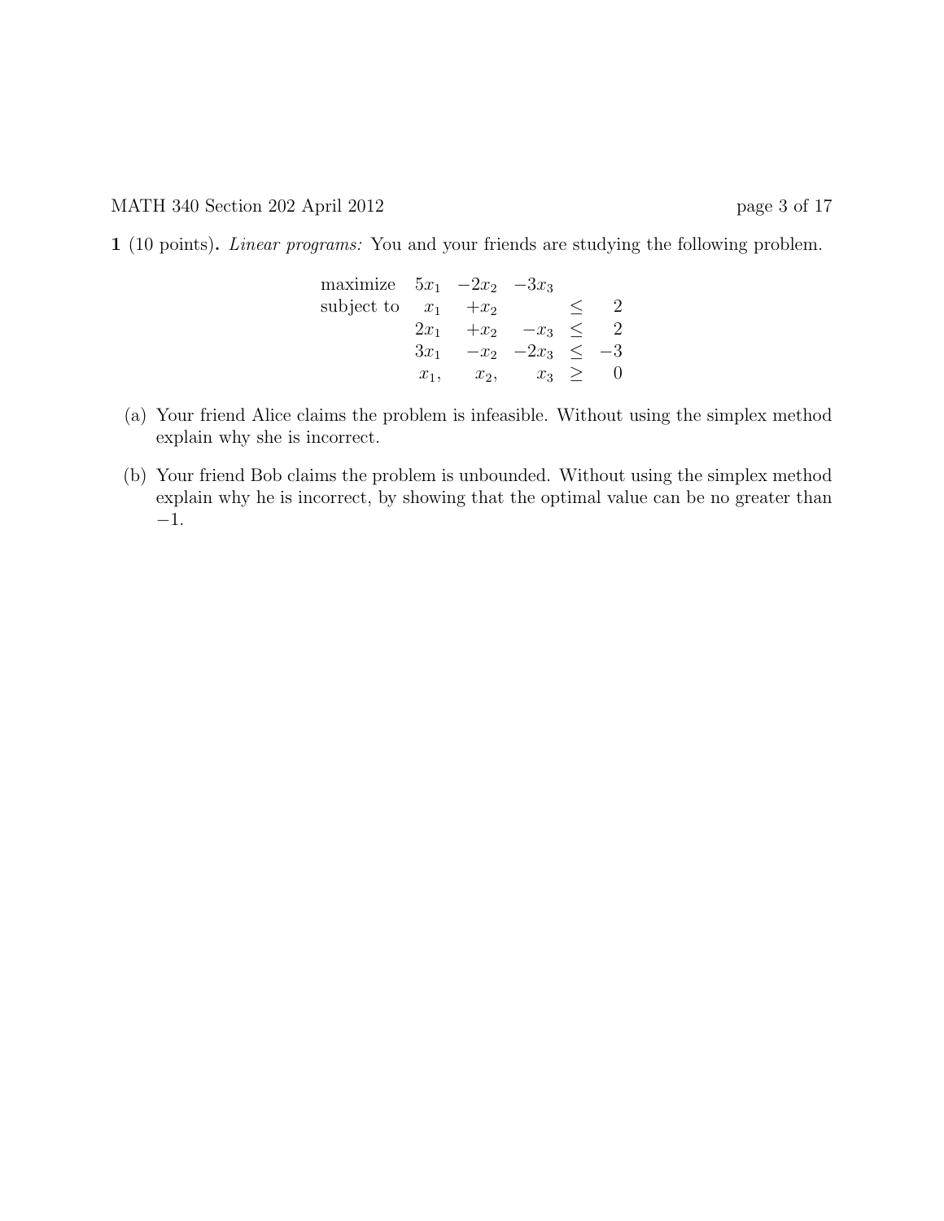**1** (10 points). *Linear programs:* You and your friends are studying the following problem.

$$
\begin{array}{lrrrrr}
\text{maximize} & 5x_1 & -2x_2 & -3x_3 & & \\
\text{subject to} & x_1 & +x_2 & & \leq & 2 \\
& 2x_1 & +x_2 & -x_3 & \leq & 2 \\
& 3x_1 & -x_2 & -2x_3 & \leq & -3 \\
& x_1, & x_2, & x_3 & \geq & 0
\end{array}
$$

(a) Your friend Alice claims the problem is infeasible. Without using the simplex method explain why she is incorrect.

(b) Your friend Bob claims the problem is unbounded. Without using the simplex method explain why he is incorrect, by showing that the optimal value can be no greater than $-1$.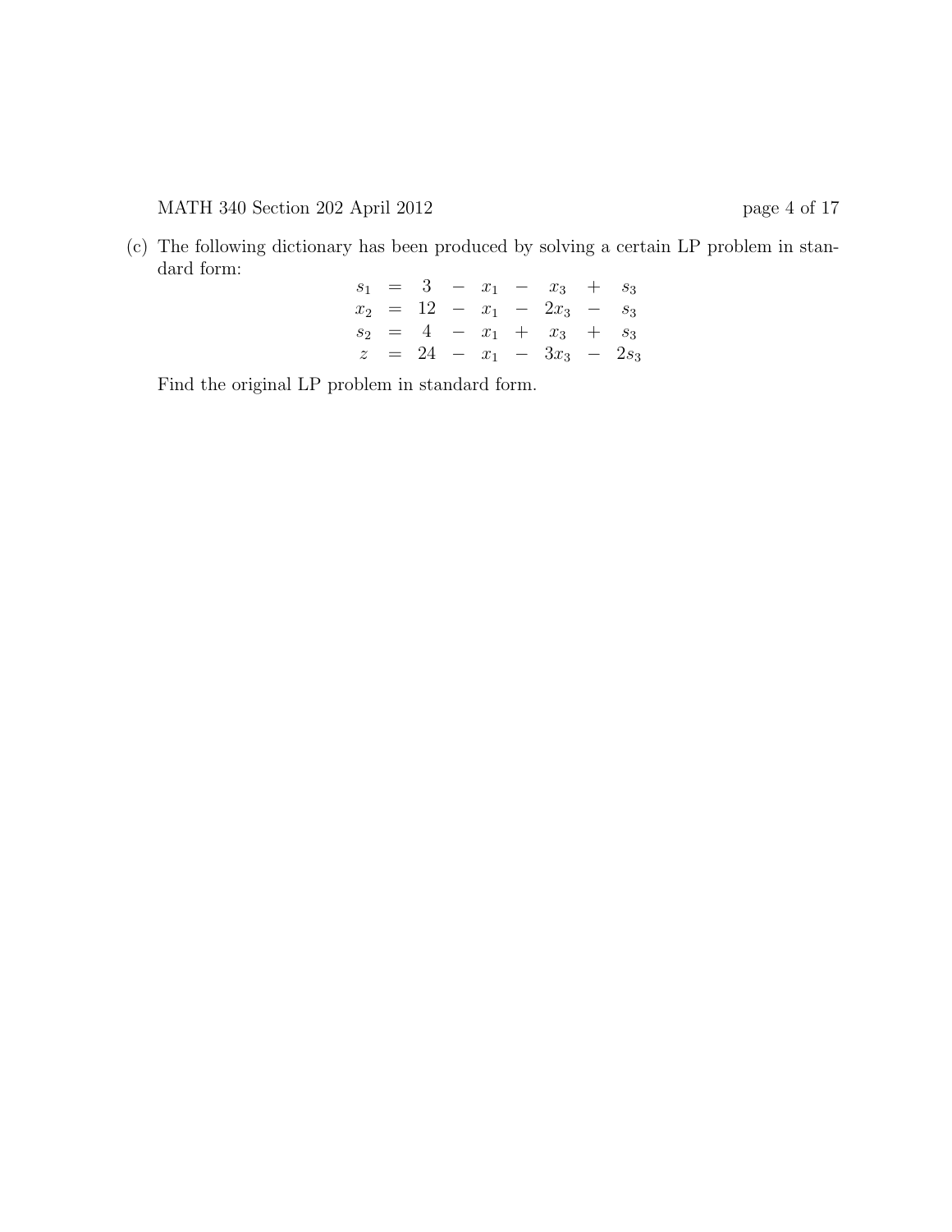(c) The following dictionary has been produced by solving a certain LP problem in standard form:

$$
\begin{array}{rcrcrcrcr}
s_1 & = & 3 & - & x_1 & - & x_3 & + & s_3 \\
x_2 & = & 12 & - & x_1 & - & 2x_3 & - & s_3 \\
s_2 & = & 4 & - & x_1 & + & x_3 & + & s_3 \\
z & = & 24 & - & x_1 & - & 3x_3 & - & 2s_3
\end{array}
$$

Find the original LP problem in standard form.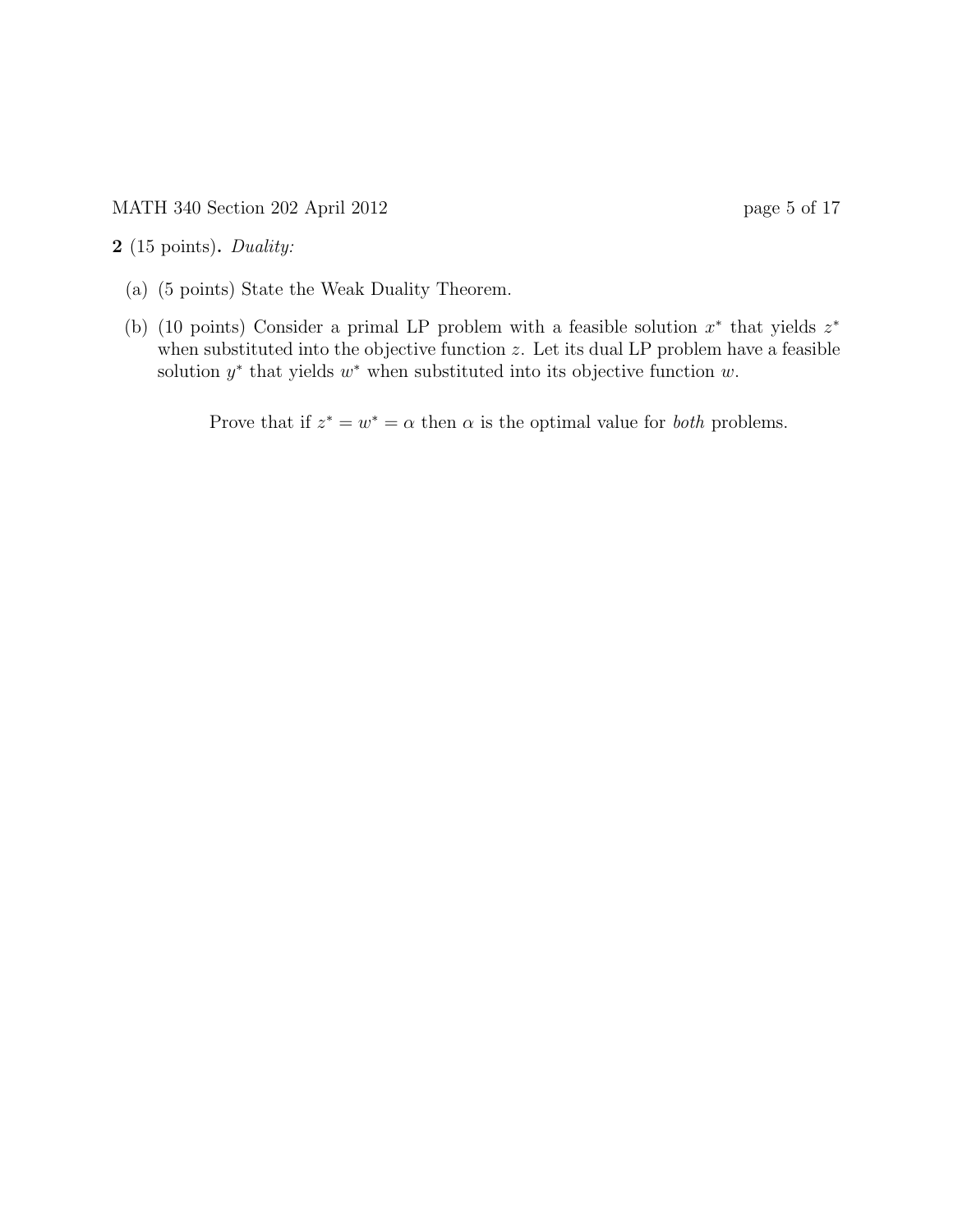**2** (15 points). *Duality:*

(a) (5 points) State the Weak Duality Theorem.

(b) (10 points) Consider a primal LP problem with a feasible solution $x^*$ that yields $z^*$ when substituted into the objective function $z$. Let its dual LP problem have a feasible solution $y^*$ that yields $w^*$ when substituted into its objective function $w$.

Prove that if $z^* = w^* = \alpha$ then $\alpha$ is the optimal value for *both* problems.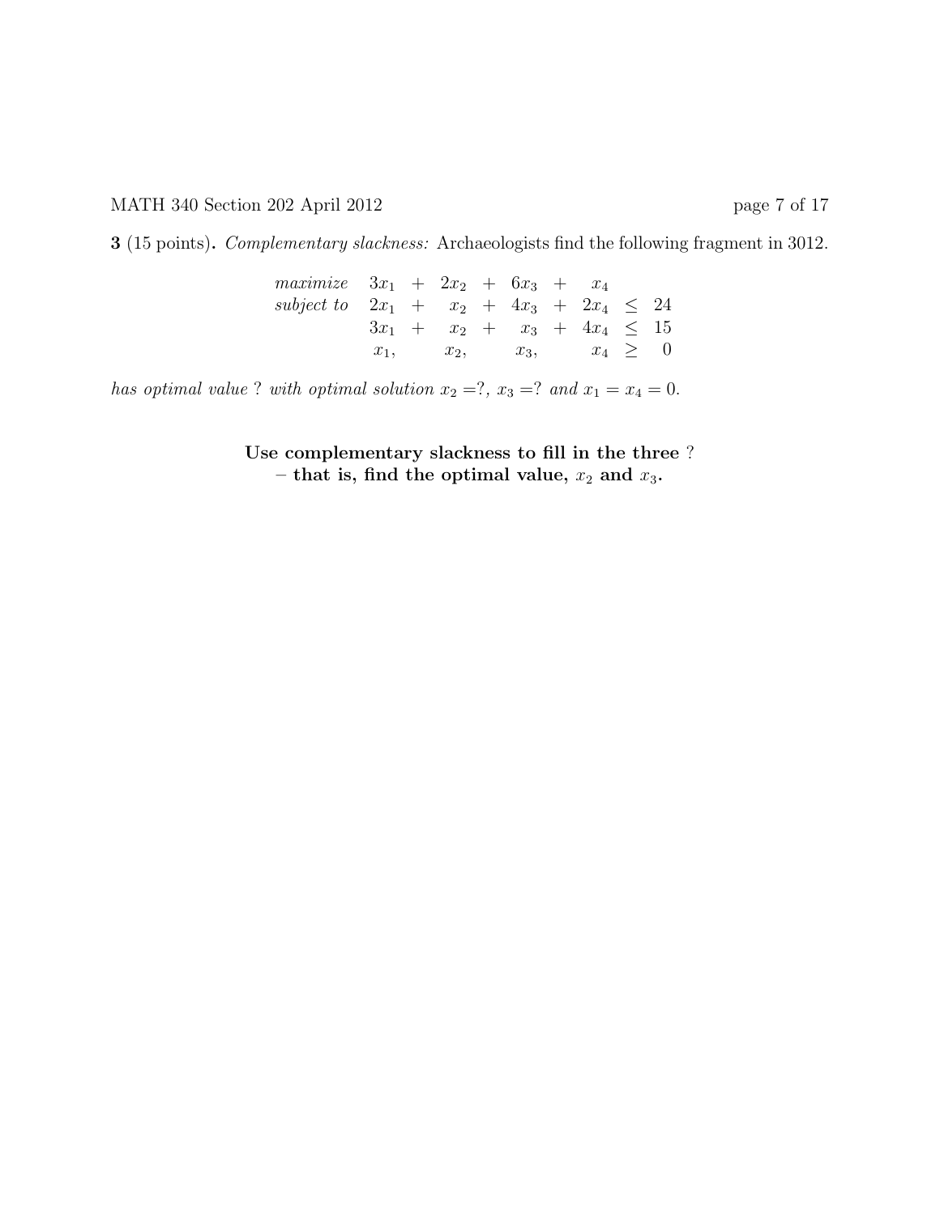**3** (15 points)**.** *Complementary slackness:* Archaeologists find the following fragment in 3012.

$$
\begin{array}{lrcrcrcrcr}
\textit{maximize} & 3x_1 & + & 2x_2 & + & 6x_3 & + & x_4 & & \\
\textit{subject to} & 2x_1 & + & x_2 & + & 4x_3 & + & 2x_4 & \leq & 24 \\
& 3x_1 & + & x_2 & + & x_3 & + & 4x_4 & \leq & 15 \\
& x_1, & & x_2, & & x_3, & & x_4 & \geq & 0
\end{array}
$$

*has optimal value* ? *with optimal solution* $x_2 =?$, $x_3 =?$ *and* $x_1 = x_4 = 0$.

**Use complementary slackness to fill in the three** ?
**– that is, find the optimal value, $x_2$ and $x_3$.**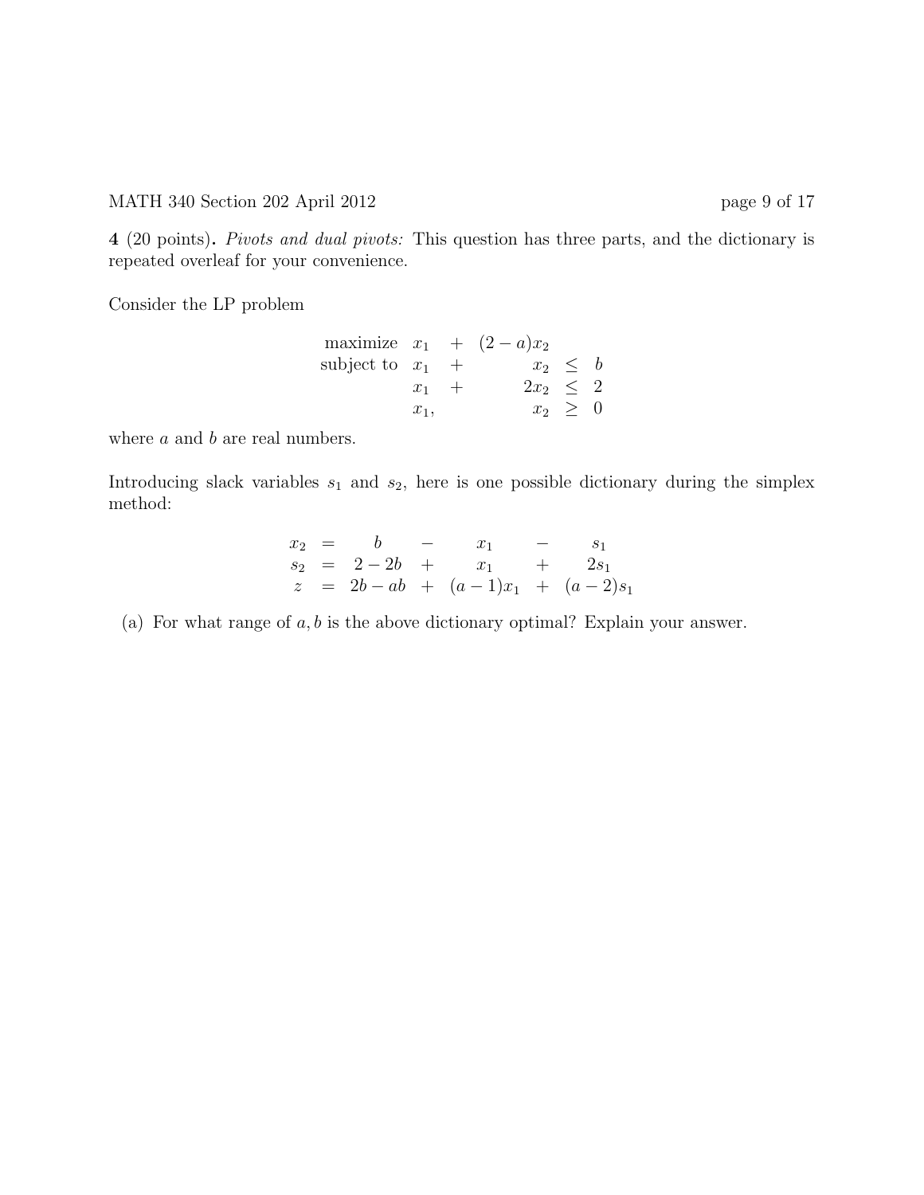**4** (20 points)**.** *Pivots and dual pivots:* This question has three parts, and the dictionary is repeated overleaf for your convenience.

Consider the LP problem

$$
\begin{array}{lrcrcl}
\text{maximize} & x_1 & + & (2-a)x_2 & & \\
\text{subject to} & x_1 & + & x_2 & \leq & b \\
 & x_1 & + & 2x_2 & \leq & 2 \\
 & x_1, & & x_2 & \geq & 0
\end{array}
$$

where $a$ and $b$ are real numbers.

Introducing slack variables $s_1$ and $s_2$, here is one possible dictionary during the simplex method:

$$
\begin{array}{rclcrcr}
x_2 & = & b & - & x_1 & - & s_1 \\
s_2 & = & 2-2b & + & x_1 & + & 2s_1 \\
z & = & 2b-ab & + & (a-1)x_1 & + & (a-2)s_1
\end{array}
$$

(a) For what range of $a, b$ is the above dictionary optimal? Explain your answer.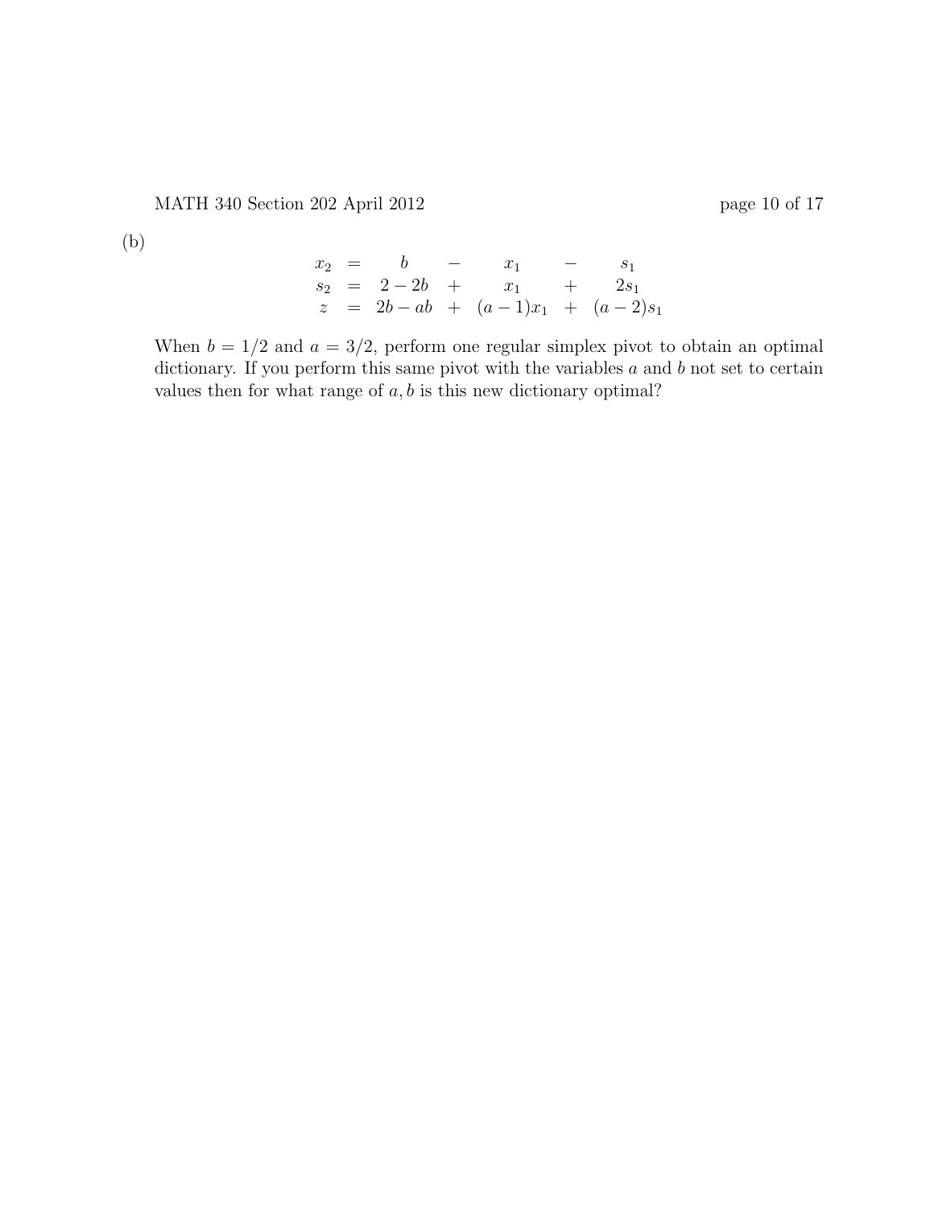(b)

$$
\begin{array}{rclcrcr}
x_2 & = & b & - & x_1 & - & s_1 \\
s_2 & = & 2-2b & + & x_1 & + & 2s_1 \\
z & = & 2b-ab & + & (a-1)x_1 & + & (a-2)s_1
\end{array}
$$

When $b = 1/2$ and $a = 3/2$, perform one regular simplex pivot to obtain an optimal dictionary. If you perform this same pivot with the variables $a$ and $b$ not set to certain values then for what range of $a, b$ is this new dictionary optimal?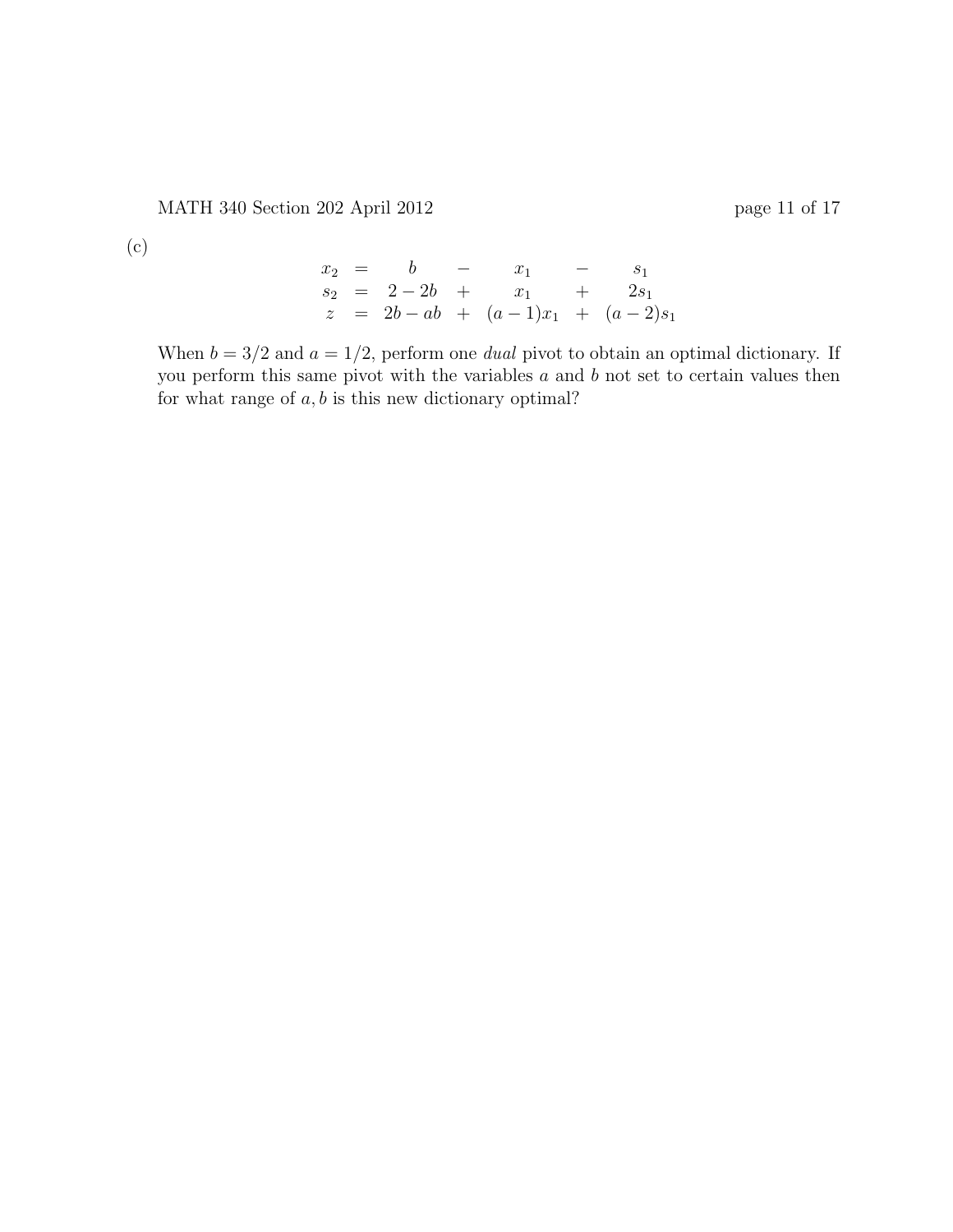(c)

$$
\begin{array}{rcrcrcr}
x_2 & = & b & - & x_1 & - & s_1 \\
s_2 & = & 2 - 2b & + & x_1 & + & 2s_1 \\
z & = & 2b - ab & + & (a-1)x_1 & + & (a-2)s_1
\end{array}
$$

When $b = 3/2$ and $a = 1/2$, perform one *dual* pivot to obtain an optimal dictionary. If you perform this same pivot with the variables $a$ and $b$ not set to certain values then for what range of $a, b$ is this new dictionary optimal?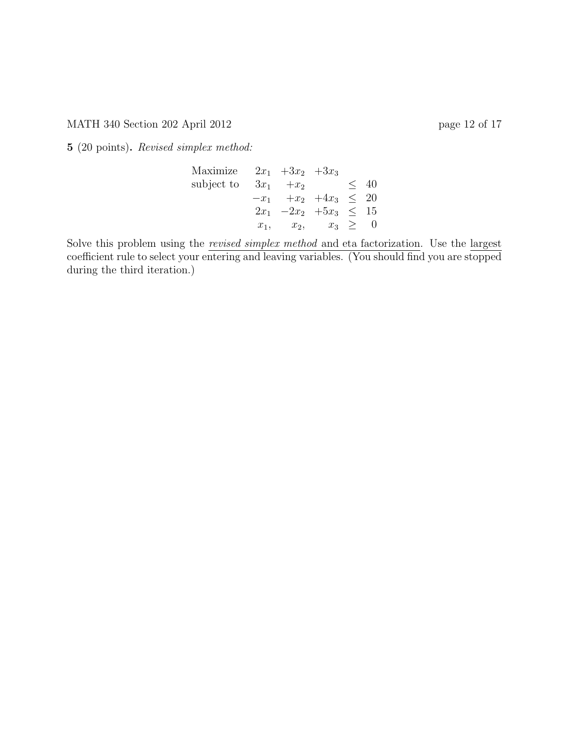**5** (20 points)**.** *Revised simplex method:*

$$
\begin{array}{lrrrcr}
\text{Maximize} & 2x_1 & +3x_2 & +3x_3 & & \\
\text{subject to} & 3x_1 & +x_2 & & \leq & 40 \\
& -x_1 & +x_2 & +4x_3 & \leq & 20 \\
& 2x_1 & -2x_2 & +5x_3 & \leq & 15 \\
& x_1, & x_2, & x_3 & \geq & 0
\end{array}
$$

Solve this problem using the <u>*revised simplex method*</u> and <u>eta factorization</u>. Use the <u>largest coefficient rule</u> to select your entering and leaving variables. (You should find you are stopped during the third iteration.)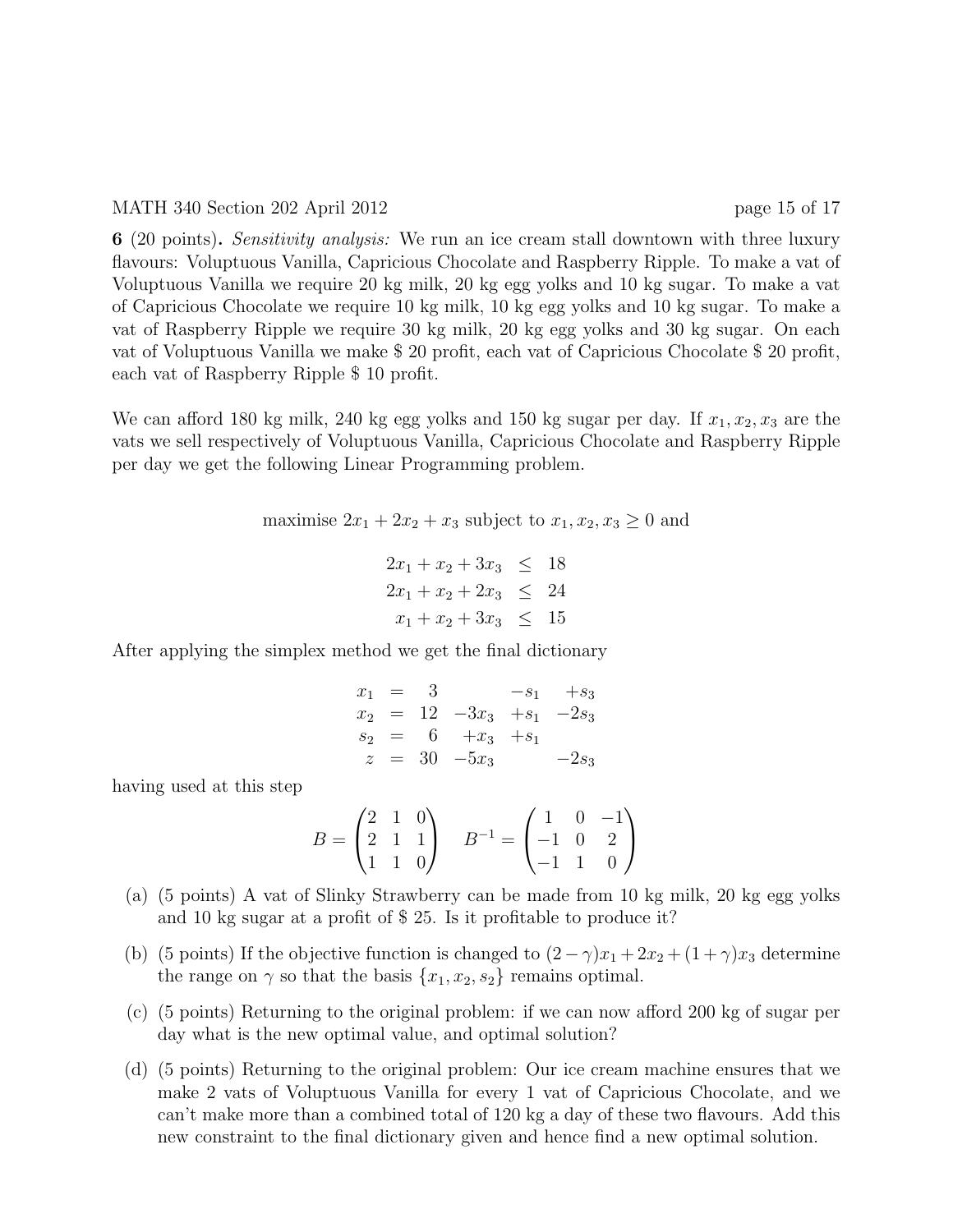**6** (20 points). *Sensitivity analysis:* We run an ice cream stall downtown with three luxury flavours: Voluptuous Vanilla, Capricious Chocolate and Raspberry Ripple. To make a vat of Voluptuous Vanilla we require 20 kg milk, 20 kg egg yolks and 10 kg sugar. To make a vat of Capricious Chocolate we require 10 kg milk, 10 kg egg yolks and 10 kg sugar. To make a vat of Raspberry Ripple we require 30 kg milk, 20 kg egg yolks and 30 kg sugar. On each vat of Voluptuous Vanilla we make \$ 20 profit, each vat of Capricious Chocolate \$ 20 profit, each vat of Raspberry Ripple \$ 10 profit.

We can afford 180 kg milk, 240 kg egg yolks and 150 kg sugar per day. If $x_1, x_2, x_3$ are the vats we sell respectively of Voluptuous Vanilla, Capricious Chocolate and Raspberry Ripple per day we get the following Linear Programming problem.

$$\text{maximise } 2x_1 + 2x_2 + x_3 \text{ subject to } x_1, x_2, x_3 \geq 0 \text{ and}$$

$$\begin{aligned} 2x_1 + x_2 + 3x_3 &\leq 18 \\ 2x_1 + x_2 + 2x_3 &\leq 24 \\ x_1 + x_2 + 3x_3 &\leq 15 \end{aligned}$$

After applying the simplex method we get the final dictionary

$$\begin{array}{rcrrrr} x_1 &=& 3 & & -s_1 & +s_3 \\ x_2 &=& 12 & -3x_3 & +s_1 & -2s_3 \\ s_2 &=& 6 & +x_3 & +s_1 & \\ z &=& 30 & -5x_3 & & -2s_3 \end{array}$$

having used at this step

$$B = \begin{pmatrix} 2 & 1 & 0 \\ 2 & 1 & 1 \\ 1 & 1 & 0 \end{pmatrix} \quad B^{-1} = \begin{pmatrix} 1 & 0 & -1 \\ -1 & 0 & 2 \\ -1 & 1 & 0 \end{pmatrix}$$

(a) (5 points) A vat of Slinky Strawberry can be made from 10 kg milk, 20 kg egg yolks and 10 kg sugar at a profit of \$ 25. Is it profitable to produce it?

(b) (5 points) If the objective function is changed to $(2-\gamma)x_1 + 2x_2 + (1+\gamma)x_3$ determine the range on $\gamma$ so that the basis $\{x_1, x_2, s_2\}$ remains optimal.

(c) (5 points) Returning to the original problem: if we can now afford 200 kg of sugar per day what is the new optimal value, and optimal solution?

(d) (5 points) Returning to the original problem: Our ice cream machine ensures that we make 2 vats of Voluptuous Vanilla for every 1 vat of Capricious Chocolate, and we can't make more than a combined total of 120 kg a day of these two flavours. Add this new constraint to the final dictionary given and hence find a new optimal solution.